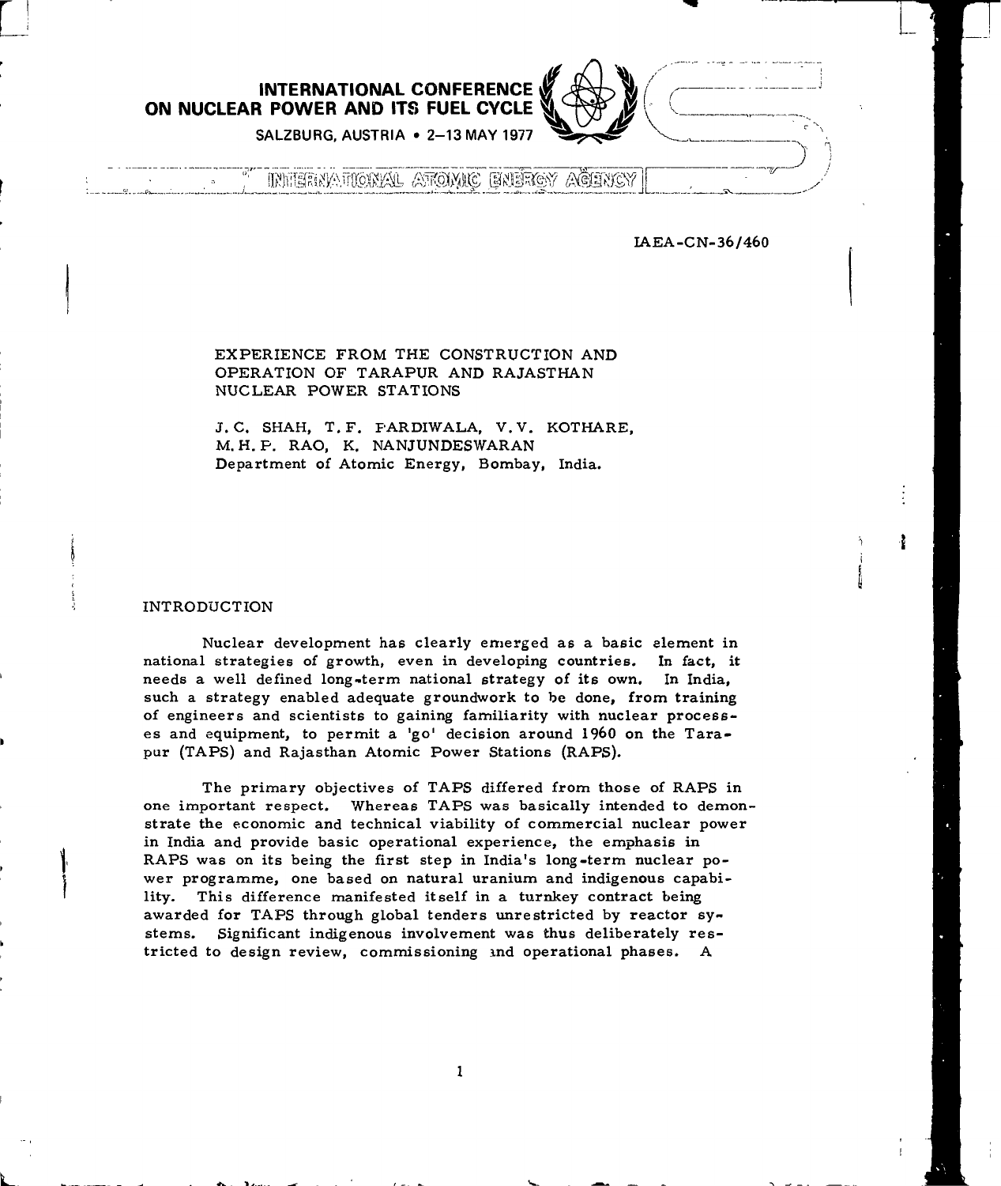INTERNATIONAL CONFERENCE ON NUCLEAR POWER AND ITS FUEL CYCLE

SALZBURG, AUSTRIA • 2–13 MAY 1977

INTERNATIONAL ATOMIC ENERGY AGENCY

IAEA-CN-36/460

# EXPERIENCE FROM THE CONSTRUCTION AND OPERATION OF TARAPUR AND RAJASTHAN NUCLEAR POWER STATIONS

J.C. SHAH, T.F. FARDIWALA, V.V. KOTHARE, M.H.P. RAO, K. NANJUNDESWARAN
Department of Atomic Energy, Bombay, India.

## INTRODUCTION

Nuclear development has clearly emerged as a basic element in national strategies of growth, even in developing countries. In fact, it needs a well defined long-term national strategy of its own. In India, such a strategy enabled adequate groundwork to be done, from training of engineers and scientists to gaining familiarity with nuclear processes and equipment, to permit a 'go' decision around 1960 on the Tarapur (TAPS) and Rajasthan Atomic Power Stations (RAPS).

The primary objectives of TAPS differed from those of RAPS in one important respect. Whereas TAPS was basically intended to demonstrate the economic and technical viability of commercial nuclear power in India and provide basic operational experience, the emphasis in RAPS was on its being the first step in India's long-term nuclear power programme, one based on natural uranium and indigenous capability. This difference manifested itself in a turnkey contract being awarded for TAPS through global tenders unrestricted by reactor systems. Significant indigenous involvement was thus deliberately restricted to design review, commissioning and operational phases. A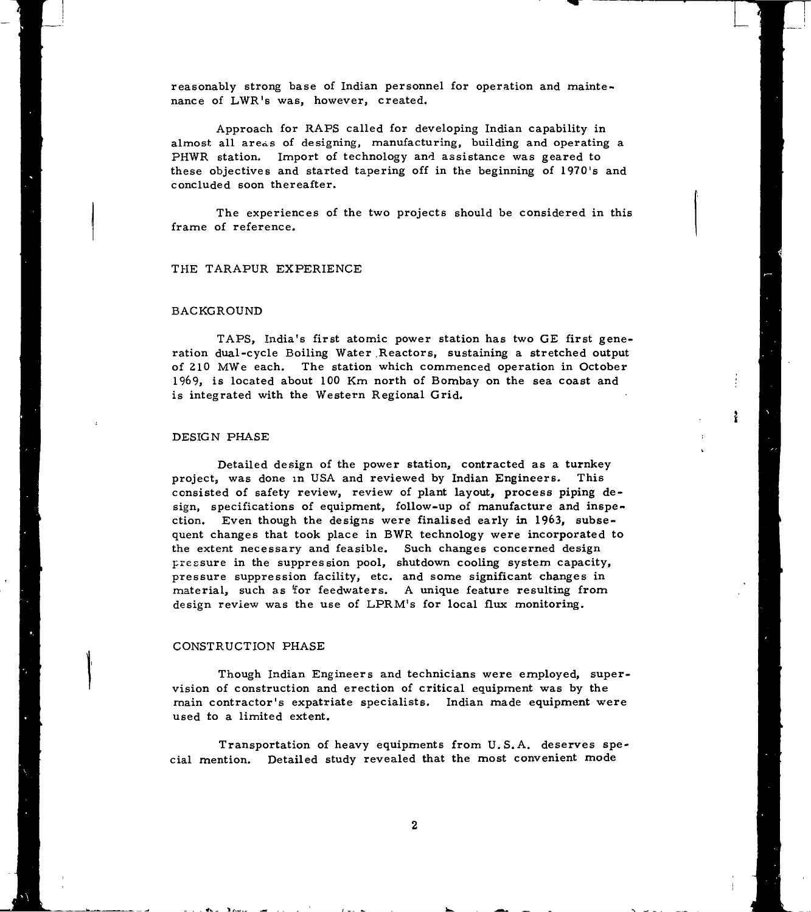reasonably strong base of Indian personnel for operation and maintenance of LWR's was, however, created.

Approach for RAPS called for developing Indian capability in almost all areas of designing, manufacturing, building and operating a PHWR station. Import of technology and assistance was geared to these objectives and started tapering off in the beginning of 1970's and concluded soon thereafter.

The experiences of the two projects should be considered in this frame of reference.

## THE TARAPUR EXPERIENCE

### BACKGROUND

TAPS, India's first atomic power station has two GE first generation dual-cycle Boiling Water Reactors, sustaining a stretched output of 210 MWe each. The station which commenced operation in October 1969, is located about 100 Km north of Bombay on the sea coast and is integrated with the Western Regional Grid.

### DESIGN PHASE

Detailed design of the power station, contracted as a turnkey project, was done in USA and reviewed by Indian Engineers. This consisted of safety review, review of plant layout, process piping design, specifications of equipment, follow-up of manufacture and inspection. Even though the designs were finalised early in 1963, subsequent changes that took place in BWR technology were incorporated to the extent necessary and feasible. Such changes concerned design pressure in the suppression pool, shutdown cooling system capacity, pressure suppression facility, etc. and some significant changes in material, such as for feedwaters. A unique feature resulting from design review was the use of LPRM's for local flux monitoring.

### CONSTRUCTION PHASE

Though Indian Engineers and technicians were employed, supervision of construction and erection of critical equipment was by the main contractor's expatriate specialists. Indian made equipment were used to a limited extent.

Transportation of heavy equipments from U.S.A. deserves special mention. Detailed study revealed that the most convenient mode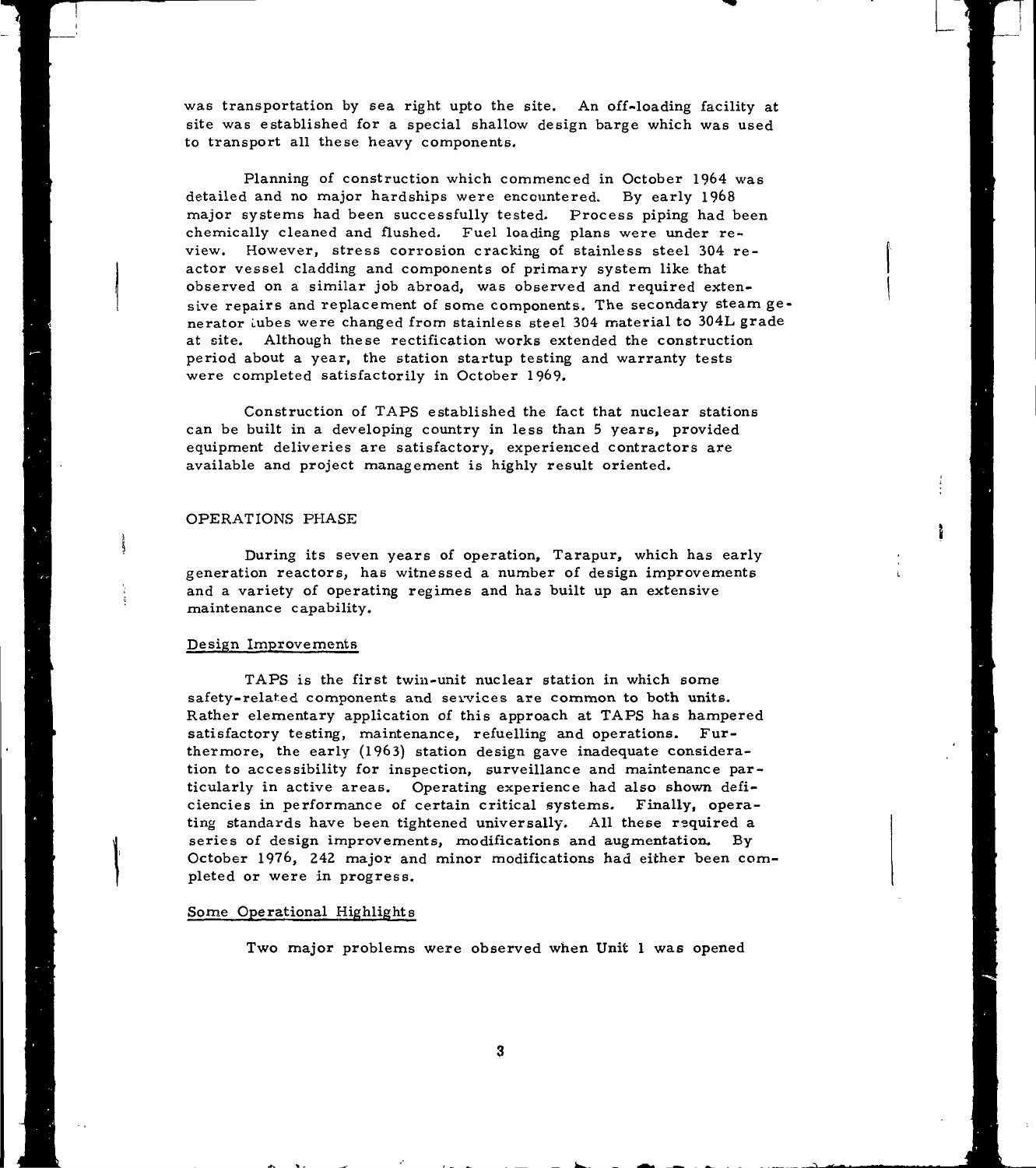was transportation by sea right upto the site. An off-loading facility at site was established for a special shallow design barge which was used to transport all these heavy components.

Planning of construction which commenced in October 1964 was detailed and no major hardships were encountered. By early 1968 major systems had been successfully tested. Process piping had been chemically cleaned and flushed. Fuel loading plans were under review. However, stress corrosion cracking of stainless steel 304 reactor vessel cladding and components of primary system like that observed on a similar job abroad, was observed and required extensive repairs and replacement of some components. The secondary steam generator tubes were changed from stainless steel 304 material to 304L grade at site. Although these rectification works extended the construction period about a year, the station startup testing and warranty tests were completed satisfactorily in October 1969.

Construction of TAPS established the fact that nuclear stations can be built in a developing country in less than 5 years, provided equipment deliveries are satisfactory, experienced contractors are available and project management is highly result oriented.

## OPERATIONS PHASE

During its seven years of operation, Tarapur, which has early generation reactors, has witnessed a number of design improvements and a variety of operating regimes and has built up an extensive maintenance capability.

### Design Improvements

TAPS is the first twin-unit nuclear station in which some safety-related components and services are common to both units. Rather elementary application of this approach at TAPS has hampered satisfactory testing, maintenance, refuelling and operations. Furthermore, the early (1963) station design gave inadequate consideration to accessibility for inspection, surveillance and maintenance particularly in active areas. Operating experience had also shown deficiencies in performance of certain critical systems. Finally, operating standards have been tightened universally. All these required a series of design improvements, modifications and augmentation. By October 1976, 242 major and minor modifications had either been completed or were in progress.

### Some Operational Highlights

Two major problems were observed when Unit 1 was opened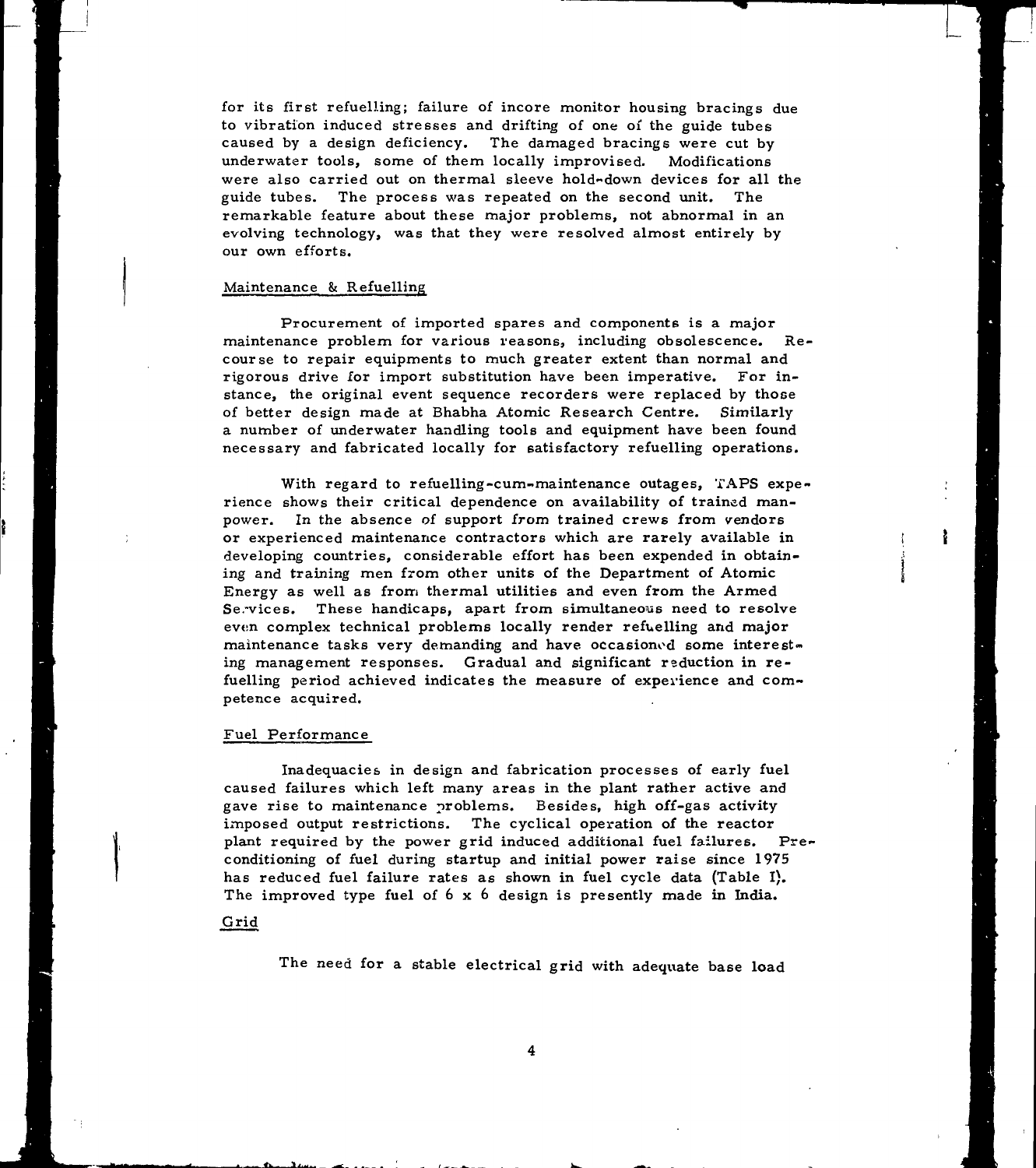for its first refuelling; failure of incore monitor housing bracings due to vibration induced stresses and drifting of one of the guide tubes caused by a design deficiency. The damaged bracings were cut by underwater tools, some of them locally improvised. Modifications were also carried out on thermal sleeve hold-down devices for all the guide tubes. The process was repeated on the second unit. The remarkable feature about these major problems, not abnormal in an evolving technology, was that they were resolved almost entirely by our own efforts.

## Maintenance & Refuelling

Procurement of imported spares and components is a major maintenance problem for various reasons, including obsolescence. Recourse to repair equipments to much greater extent than normal and rigorous drive for import substitution have been imperative. For instance, the original event sequence recorders were replaced by those of better design made at Bhabha Atomic Research Centre. Similarly a number of underwater handling tools and equipment have been found necessary and fabricated locally for satisfactory refuelling operations.

With regard to refuelling-cum-maintenance outages, TAPS experience shows their critical dependence on availability of trained manpower. In the absence of support from trained crews from vendors or experienced maintenance contractors which are rarely available in developing countries, considerable effort has been expended in obtaining and training men from other units of the Department of Atomic Energy as well as from thermal utilities and even from the Armed Services. These handicaps, apart from simultaneous need to resolve even complex technical problems locally render refuelling and major maintenance tasks very demanding and have occasioned some interesting management responses. Gradual and significant reduction in refuelling period achieved indicates the measure of experience and competence acquired.

## Fuel Performance

Inadequacies in design and fabrication processes of early fuel caused failures which left many areas in the plant rather active and gave rise to maintenance problems. Besides, high off-gas activity imposed output restrictions. The cyclical operation of the reactor plant required by the power grid induced additional fuel failures. Preconditioning of fuel during startup and initial power raise since 1975 has reduced fuel failure rates as shown in fuel cycle data (Table I). The improved type fuel of 6 x 6 design is presently made in India.

## Grid

The need for a stable electrical grid with adequate base load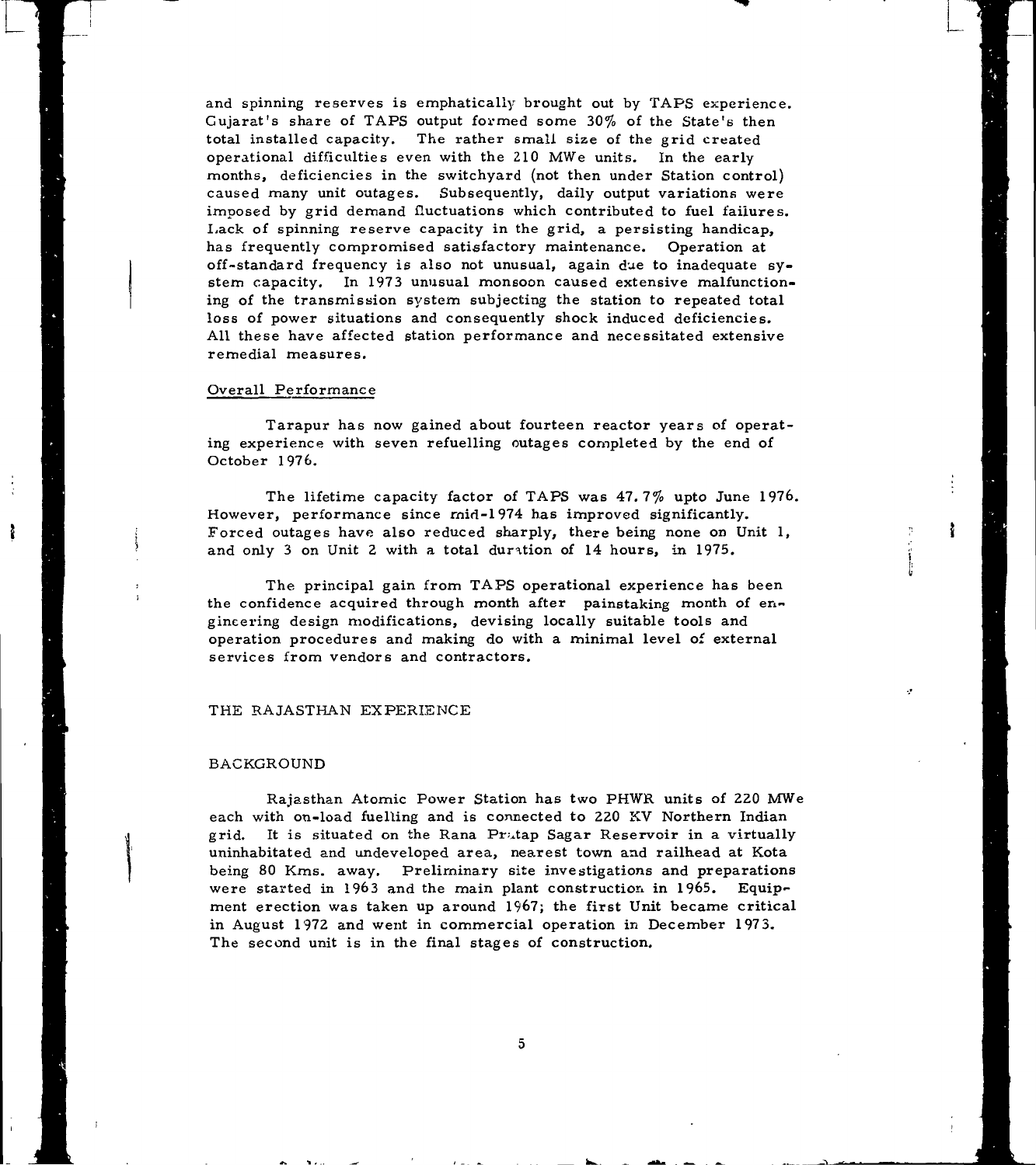and spinning reserves is emphatically brought out by TAPS experience. Gujarat's share of TAPS output formed some 30% of the State's then total installed capacity. The rather small size of the grid created operational difficulties even with the 210 MWe units. In the early months, deficiencies in the switchyard (not then under Station control) caused many unit outages. Subsequently, daily output variations were imposed by grid demand fluctuations which contributed to fuel failures. Lack of spinning reserve capacity in the grid, a persisting handicap, has frequently compromised satisfactory maintenance. Operation at off-standard frequency is also not unusual, again due to inadequate system capacity. In 1973 unusual monsoon caused extensive malfunctioning of the transmission system subjecting the station to repeated total loss of power situations and consequently shock induced deficiencies. All these have affected station performance and necessitated extensive remedial measures.

### Overall Performance

Tarapur has now gained about fourteen reactor years of operating experience with seven refuelling outages completed by the end of October 1976.

The lifetime capacity factor of TAPS was 47.7% upto June 1976. However, performance since mid-1974 has improved significantly. Forced outages have also reduced sharply, there being none on Unit 1, and only 3 on Unit 2 with a total duration of 14 hours, in 1975.

The principal gain from TAPS operational experience has been the confidence acquired through month after painstaking month of engineering design modifications, devising locally suitable tools and operation procedures and making do with a minimal level of external services from vendors and contractors.

## THE RAJASTHAN EXPERIENCE

### BACKGROUND

Rajasthan Atomic Power Station has two PHWR units of 220 MWe each with on-load fuelling and is connected to 220 KV Northern Indian grid. It is situated on the Rana Pratap Sagar Reservoir in a virtually uninhabitated and undeveloped area, nearest town and railhead at Kota being 80 Kms. away. Preliminary site investigations and preparations were started in 1963 and the main plant construction in 1965. Equipment erection was taken up around 1967; the first Unit became critical in August 1972 and went in commercial operation in December 1973. The second unit is in the final stages of construction.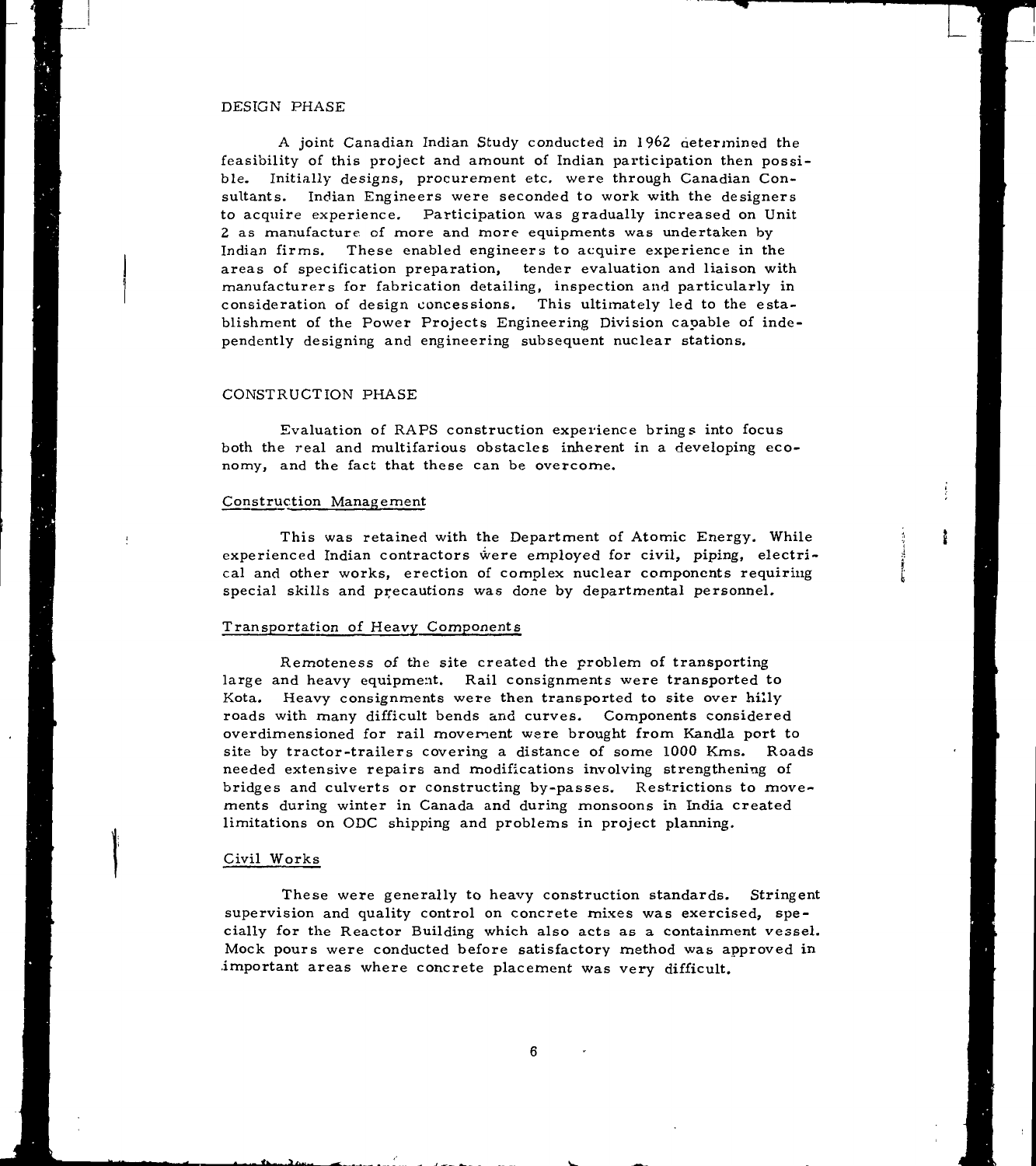## DESIGN PHASE

A joint Canadian Indian Study conducted in 1962 determined the feasibility of this project and amount of Indian participation then possible. Initially designs, procurement etc. were through Canadian Consultants. Indian Engineers were seconded to work with the designers to acquire experience. Participation was gradually increased on Unit 2 as manufacture of more and more equipments was undertaken by Indian firms. These enabled engineers to acquire experience in the areas of specification preparation, tender evaluation and liaison with manufacturers for fabrication detailing, inspection and particularly in consideration of design concessions. This ultimately led to the establishment of the Power Projects Engineering Division capable of independently designing and engineering subsequent nuclear stations.

## CONSTRUCTION PHASE

Evaluation of RAPS construction experience brings into focus both the real and multifarious obstacles inherent in a developing economy, and the fact that these can be overcome.

### Construction Management

This was retained with the Department of Atomic Energy. While experienced Indian contractors were employed for civil, piping, electrical and other works, erection of complex nuclear components requiring special skills and precautions was done by departmental personnel.

### Transportation of Heavy Components

Remoteness of the site created the problem of transporting large and heavy equipment. Rail consignments were transported to Kota. Heavy consignments were then transported to site over hilly roads with many difficult bends and curves. Components considered overdimensioned for rail movement were brought from Kandla port to site by tractor-trailers covering a distance of some 1000 Kms. Roads needed extensive repairs and modifications involving strengthening of bridges and culverts or constructing by-passes. Restrictions to movements during winter in Canada and during monsoons in India created limitations on ODC shipping and problems in project planning.

### Civil Works

These were generally to heavy construction standards. Stringent supervision and quality control on concrete mixes was exercised, specially for the Reactor Building which also acts as a containment vessel. Mock pours were conducted before satisfactory method was approved in important areas where concrete placement was very difficult.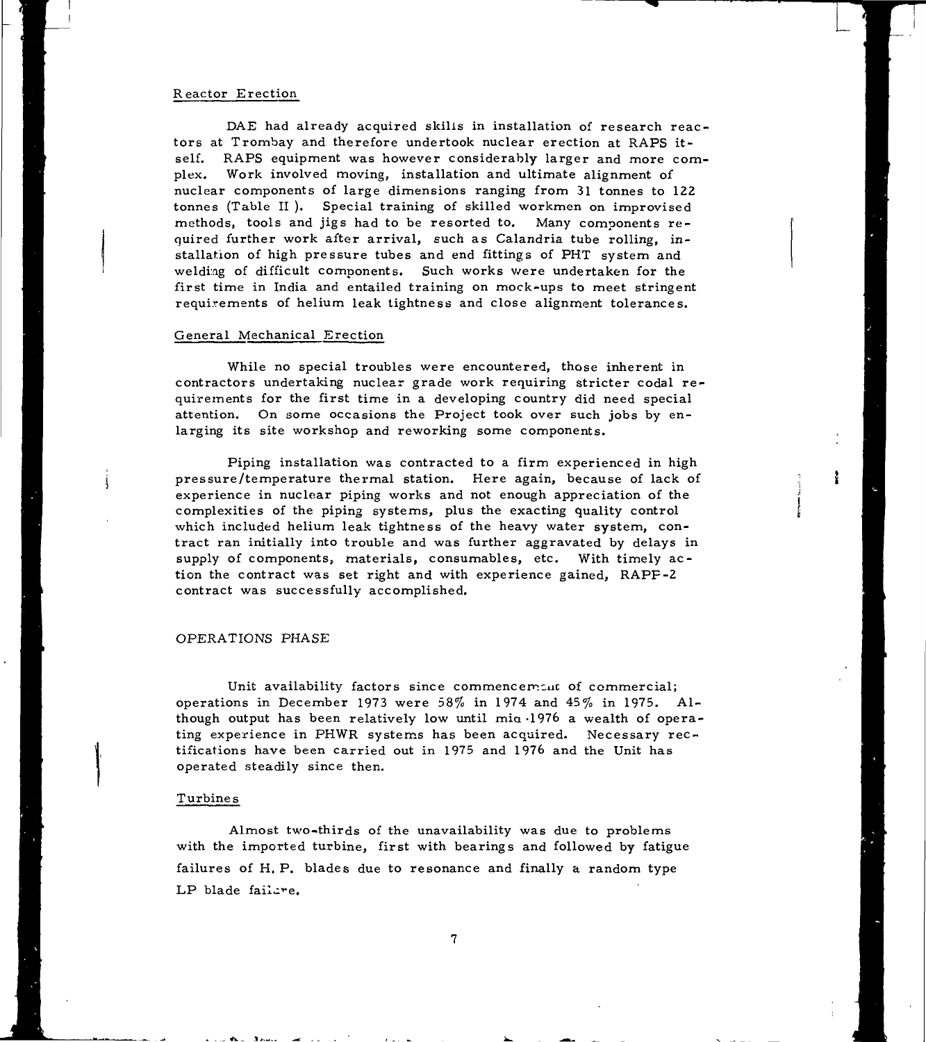## Reactor Erection

DAE had already acquired skills in installation of research reactors at Trombay and therefore undertook nuclear erection at RAPS itself. RAPS equipment was however considerably larger and more complex. Work involved moving, installation and ultimate alignment of nuclear components of large dimensions ranging from 31 tonnes to 122 tonnes (Table II ). Special training of skilled workmen on improvised methods, tools and jigs had to be resorted to. Many components required further work after arrival, such as Calandria tube rolling, installation of high pressure tubes and end fittings of PHT system and welding of difficult components. Such works were undertaken for the first time in India and entailed training on mock-ups to meet stringent requirements of helium leak tightness and close alignment tolerances.

## General Mechanical Erection

While no special troubles were encountered, those inherent in contractors undertaking nuclear grade work requiring stricter codal requirements for the first time in a developing country did need special attention. On some occasions the Project took over such jobs by enlarging its site workshop and reworking some components.

Piping installation was contracted to a firm experienced in high pressure/temperature thermal station. Here again, because of lack of experience in nuclear piping works and not enough appreciation of the complexities of the piping systems, plus the exacting quality control which included helium leak tightness of the heavy water system, contract ran initially into trouble and was further aggravated by delays in supply of components, materials, consumables, etc. With timely action the contract was set right and with experience gained, RAPP-2 contract was successfully accomplished.

# OPERATIONS PHASE

Unit availability factors since commencement of commercial; operations in December 1973 were 58% in 1974 and 45% in 1975. Although output has been relatively low until mid-1976 a wealth of operating experience in PHWR systems has been acquired. Necessary rectifications have been carried out in 1975 and 1976 and the Unit has operated steadily since then.

## Turbines

Almost two-thirds of the unavailability was due to problems with the imported turbine, first with bearings and followed by fatigue failures of H. P. blades due to resonance and finally a random type LP blade failure.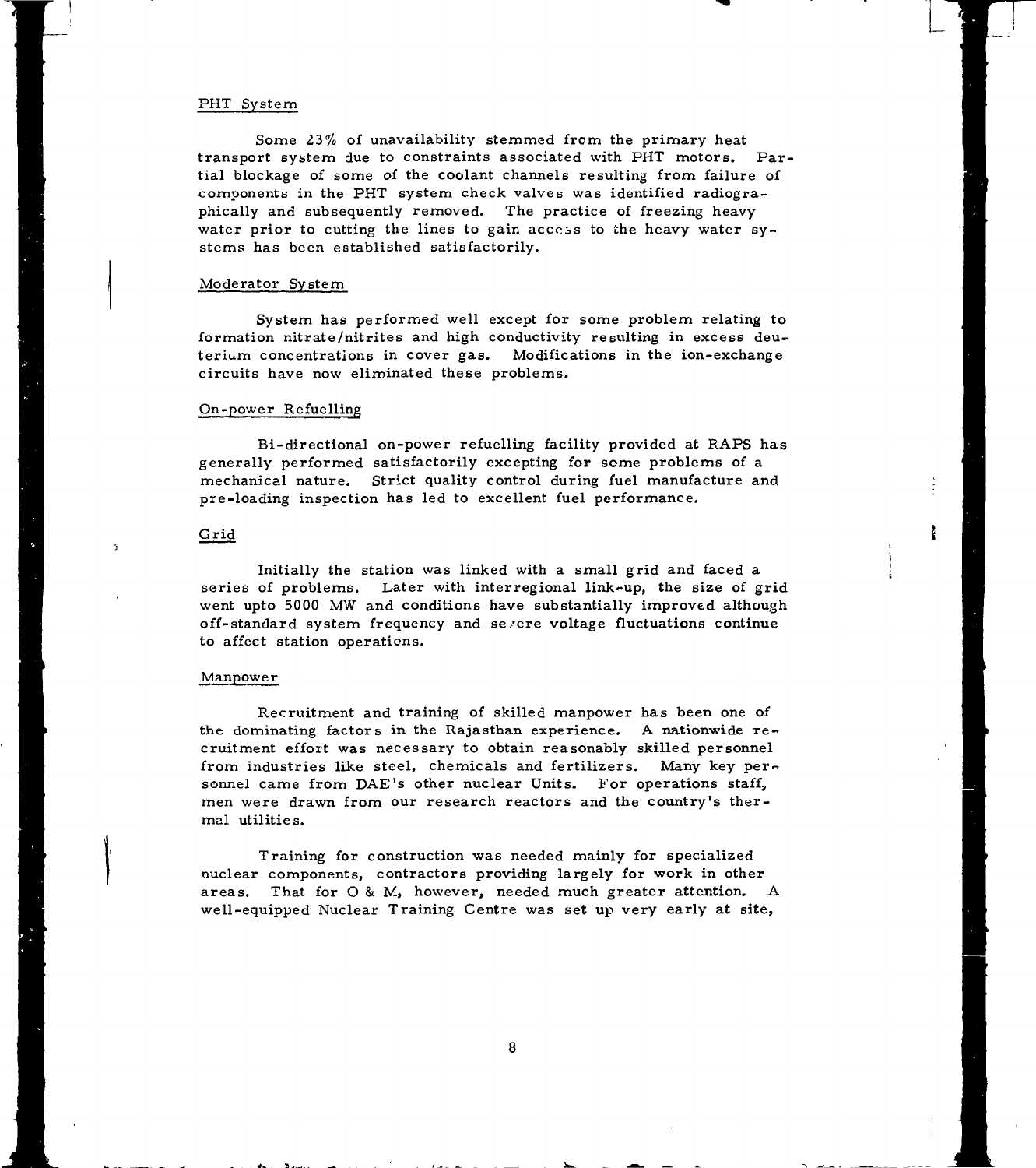PHT System

Some 23% of unavailability stemmed from the primary heat transport system due to constraints associated with PHT motors. Partial blockage of some of the coolant channels resulting from failure of components in the PHT system check valves was identified radiographically and subsequently removed. The practice of freezing heavy water prior to cutting the lines to gain access to the heavy water systems has been established satisfactorily.

Moderator System

System has performed well except for some problem relating to formation nitrate/nitrites and high conductivity resulting in excess deuterium concentrations in cover gas. Modifications in the ion-exchange circuits have now eliminated these problems.

On-power Refuelling

Bi-directional on-power refuelling facility provided at RAPS has generally performed satisfactorily excepting for some problems of a mechanical nature. Strict quality control during fuel manufacture and pre-loading inspection has led to excellent fuel performance.

Grid

Initially the station was linked with a small grid and faced a series of problems. Later with interregional link-up, the size of grid went upto 5000 MW and conditions have substantially improved although off-standard system frequency and severe voltage fluctuations continue to affect station operations.

Manpower

Recruitment and training of skilled manpower has been one of the dominating factors in the Rajasthan experience. A nationwide recruitment effort was necessary to obtain reasonably skilled personnel from industries like steel, chemicals and fertilizers. Many key personnel came from DAE's other nuclear Units. For operations staff, men were drawn from our research reactors and the country's thermal utilities.

Training for construction was needed mainly for specialized nuclear components, contractors providing largely for work in other areas. That for O & M, however, needed much greater attention. A well-equipped Nuclear Training Centre was set up very early at site,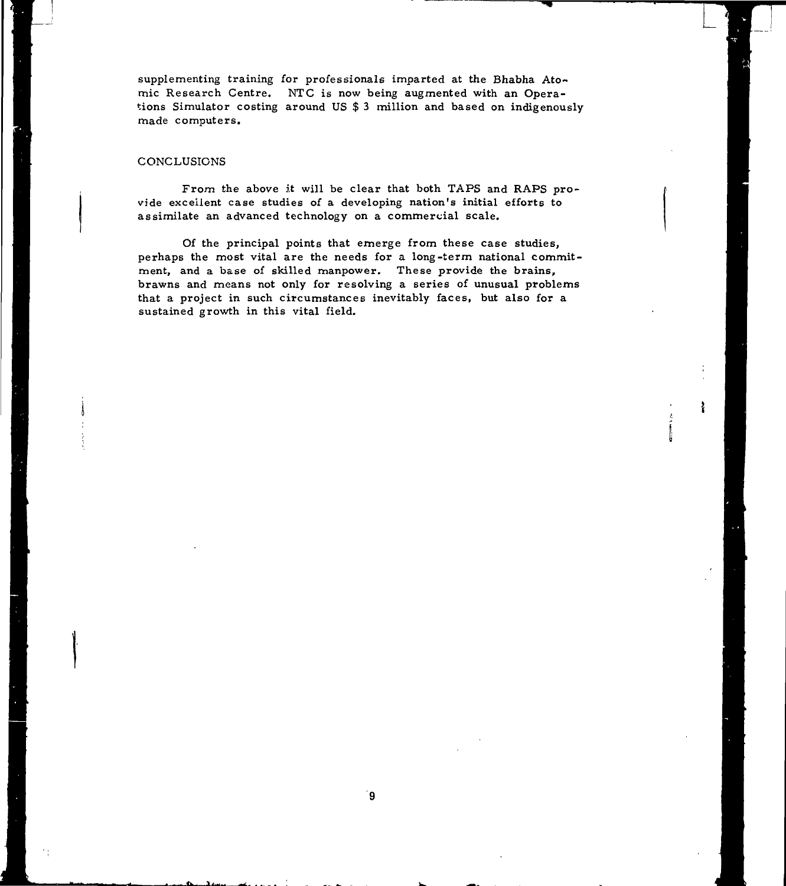supplementing training for professionals imparted at the Bhabha Atomic Research Centre. NTC is now being augmented with an Operations Simulator costing around US $ 3 million and based on indigenously made computers.

## CONCLUSIONS

From the above it will be clear that both TAPS and RAPS provide excellent case studies of a developing nation's initial efforts to assimilate an advanced technology on a commercial scale.

Of the principal points that emerge from these case studies, perhaps the most vital are the needs for a long-term national commitment, and a base of skilled manpower. These provide the brains, brawns and means not only for resolving a series of unusual problems that a project in such circumstances inevitably faces, but also for a sustained growth in this vital field.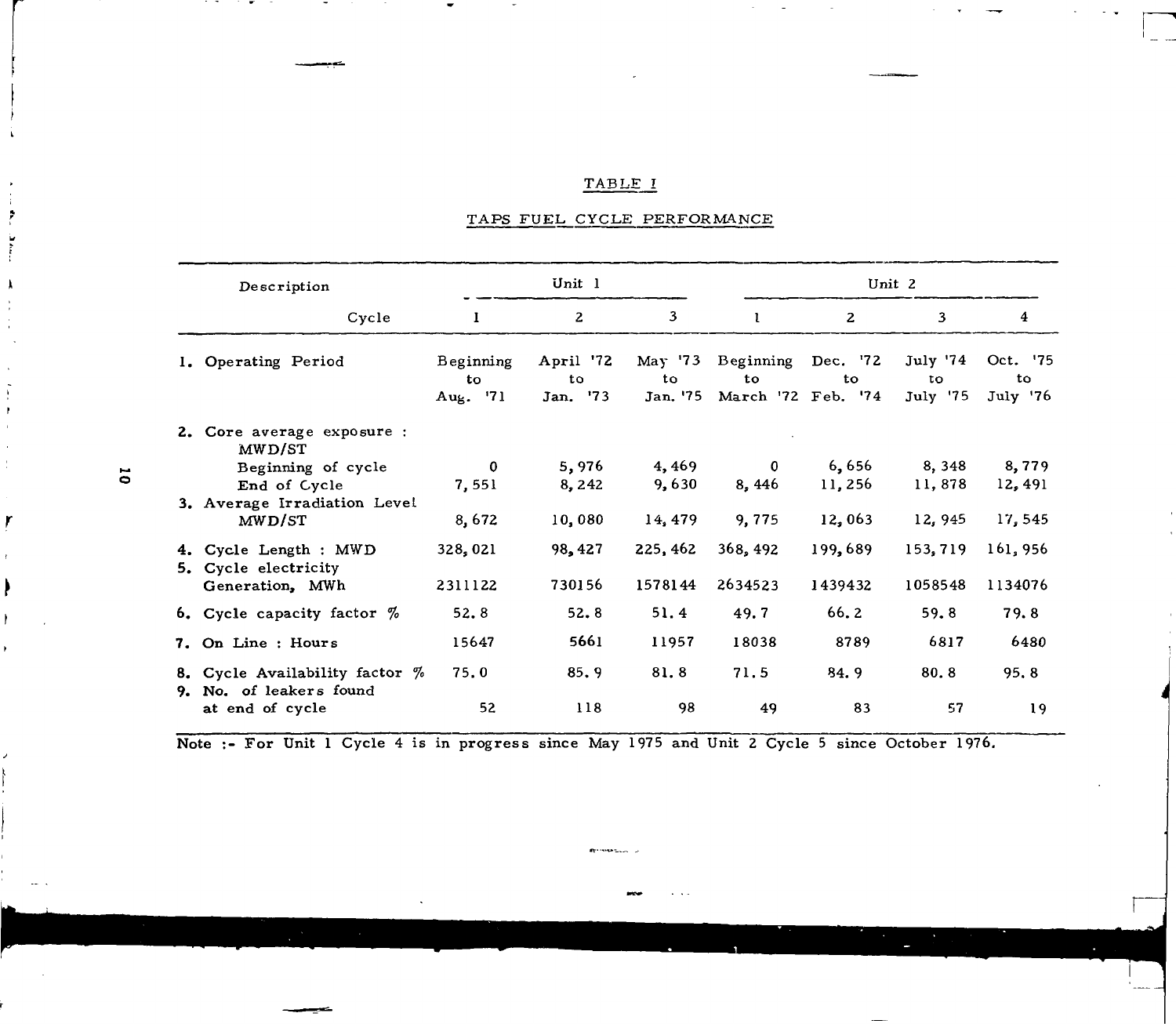## TABLE I

## TAPS FUEL CYCLE PERFORMANCE

| Description | Unit 1 | | | Unit 2 | | | |
|---|---|---|---|---|---|---|---|
| Cycle | 1 | 2 | 3 | 1 | 2 | 3 | 4 |
| 1. Operating Period | Beginning to Aug. '71 | April '72 to Jan. '73 | May '73 to Jan. '75 | Beginning to March '72 | Dec. '72 to Feb. '74 | July '74 to July '75 | Oct. '75 to July '76 |
| 2. Core average exposure : MWD/ST | | | | | | | |
| Beginning of cycle | 0 | 5,976 | 4,469 | 0 | 6,656 | 8,348 | 8,779 |
| End of Cycle | 7,551 | 8,242 | 9,630 | 8,446 | 11,256 | 11,878 | 12,491 |
| 3. Average Irradiation Level MWD/ST | 8,672 | 10,080 | 14,479 | 9,775 | 12,063 | 12,945 | 17,545 |
| 4. Cycle Length : MWD | 328,021 | 98,427 | 225,462 | 368,492 | 199,689 | 153,719 | 161,956 |
| 5. Cycle electricity Generation, MWh | 2311122 | 730156 | 1578144 | 2634523 | 1439432 | 1058548 | 1134076 |
| 6. Cycle capacity factor % | 52.8 | 52.8 | 51.4 | 49.7 | 66.2 | 59.8 | 79.8 |
| 7. On Line : Hours | 15647 | 5661 | 11957 | 18038 | 8789 | 6817 | 6480 |
| 8. Cycle Availability factor % | 75.0 | 85.9 | 81.8 | 71.5 | 84.9 | 80.8 | 95.8 |
| 9. No. of leakers found at end of cycle | 52 | 118 | 98 | 49 | 83 | 57 | 19 |

Note :- For Unit 1 Cycle 4 is in progress since May 1975 and Unit 2 Cycle 5 since October 1976.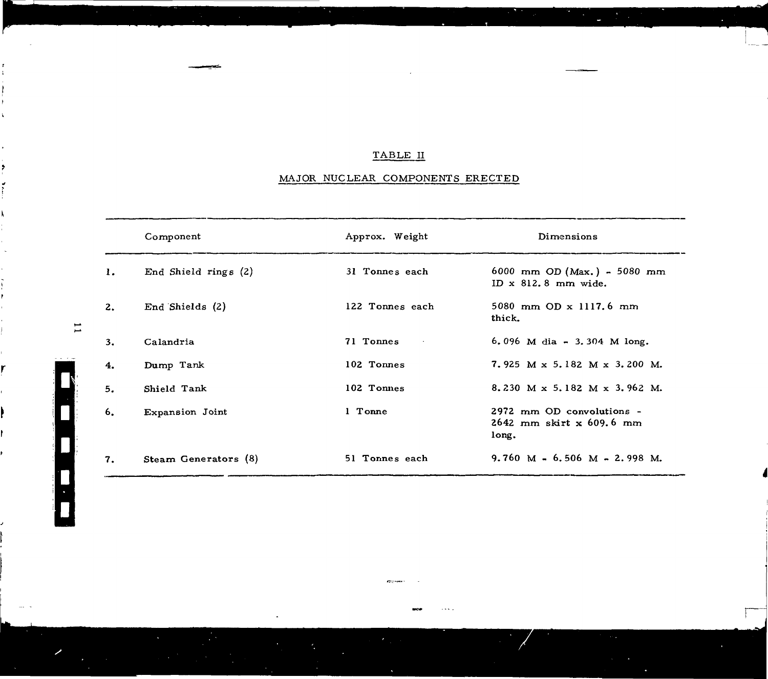## TABLE II

## MAJOR NUCLEAR COMPONENTS ERECTED

| | Component | Approx. Weight | Dimensions |
|---|---|---|---|
| 1. | End Shield rings (2) | 31 Tonnes each | 6000 mm OD (Max.) - 5080 mm ID x 812.8 mm wide. |
| 2. | End Shields (2) | 122 Tonnes each | 5080 mm OD x 1117.6 mm thick. |
| 3. | Calandria | 71 Tonnes | 6.096 M dia - 3.304 M long. |
| 4. | Dump Tank | 102 Tonnes | 7.925 M x 5.182 M x 3.200 M. |
| 5. | Shield Tank | 102 Tonnes | 8.230 M x 5.182 M x 3.962 M. |
| 6. | Expansion Joint | 1 Tonne | 2972 mm OD convolutions - 2642 mm skirt x 609.6 mm long. |
| 7. | Steam Generators (8) | 51 Tonnes each | 9.760 M - 6.506 M - 2.998 M. |